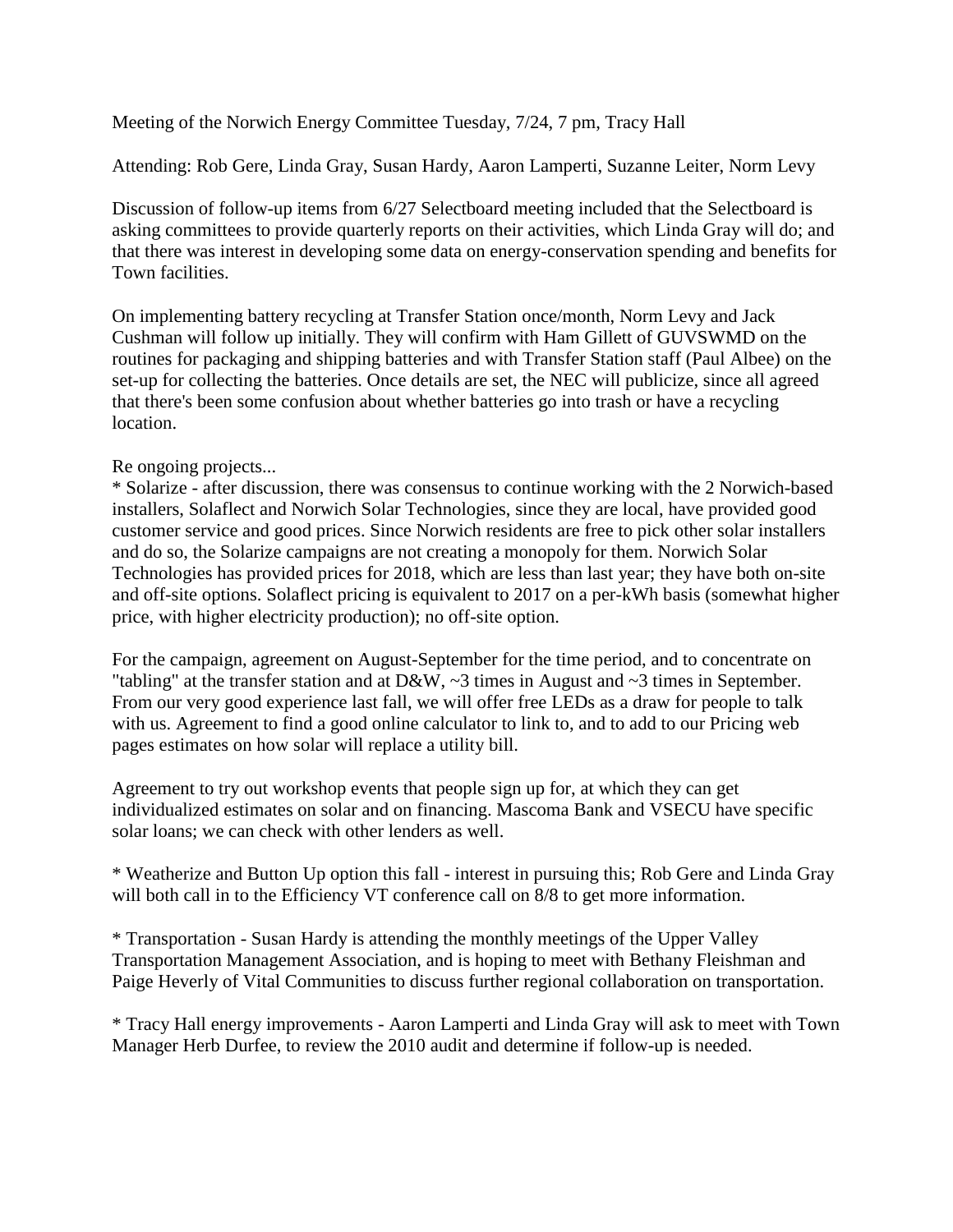Meeting of the Norwich Energy Committee Tuesday, 7/24, 7 pm, Tracy Hall

Attending: Rob Gere, Linda Gray, Susan Hardy, Aaron Lamperti, Suzanne Leiter, Norm Levy

Discussion of follow-up items from 6/27 Selectboard meeting included that the Selectboard is asking committees to provide quarterly reports on their activities, which Linda Gray will do; and that there was interest in developing some data on energy-conservation spending and benefits for Town facilities.

On implementing battery recycling at Transfer Station once/month, Norm Levy and Jack Cushman will follow up initially. They will confirm with Ham Gillett of GUVSWMD on the routines for packaging and shipping batteries and with Transfer Station staff (Paul Albee) on the set-up for collecting the batteries. Once details are set, the NEC will publicize, since all agreed that there's been some confusion about whether batteries go into trash or have a recycling location.

Re ongoing projects...

* Solarize - after discussion, there was consensus to continue working with the 2 Norwich-based installers, Solaflect and Norwich Solar Technologies, since they are local, have provided good customer service and good prices. Since Norwich residents are free to pick other solar installers and do so, the Solarize campaigns are not creating a monopoly for them. Norwich Solar Technologies has provided prices for 2018, which are less than last year; they have both on-site and off-site options. Solaflect pricing is equivalent to 2017 on a per-kWh basis (somewhat higher price, with higher electricity production); no off-site option.

For the campaign, agreement on August-September for the time period, and to concentrate on "tabling" at the transfer station and at D&W, ~3 times in August and ~3 times in September. From our very good experience last fall, we will offer free LEDs as a draw for people to talk with us. Agreement to find a good online calculator to link to, and to add to our Pricing web pages estimates on how solar will replace a utility bill.

Agreement to try out workshop events that people sign up for, at which they can get individualized estimates on solar and on financing. Mascoma Bank and VSECU have specific solar loans; we can check with other lenders as well.

* Weatherize and Button Up option this fall - interest in pursuing this; Rob Gere and Linda Gray will both call in to the Efficiency VT conference call on 8/8 to get more information.

* Transportation - Susan Hardy is attending the monthly meetings of the Upper Valley Transportation Management Association, and is hoping to meet with Bethany Fleishman and Paige Heverly of Vital Communities to discuss further regional collaboration on transportation.

* Tracy Hall energy improvements - Aaron Lamperti and Linda Gray will ask to meet with Town Manager Herb Durfee, to review the 2010 audit and determine if follow-up is needed.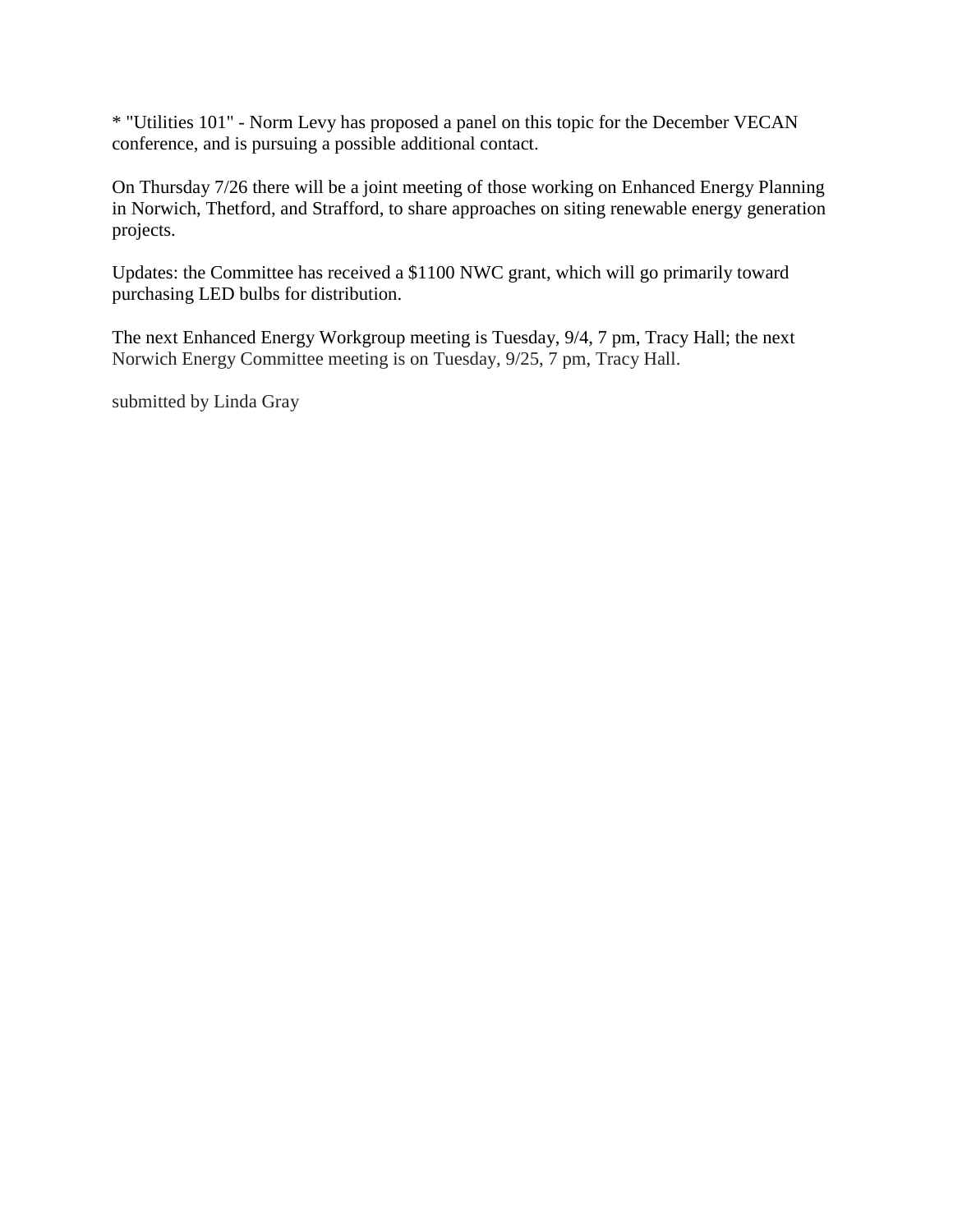* "Utilities 101" - Norm Levy has proposed a panel on this topic for the December VECAN conference, and is pursuing a possible additional contact.

On Thursday 7/26 there will be a joint meeting of those working on Enhanced Energy Planning in Norwich, Thetford, and Strafford, to share approaches on siting renewable energy generation projects.

Updates: the Committee has received a $1100 NWC grant, which will go primarily toward purchasing LED bulbs for distribution.

The next Enhanced Energy Workgroup meeting is Tuesday, 9/4, 7 pm, Tracy Hall; the next Norwich Energy Committee meeting is on Tuesday, 9/25, 7 pm, Tracy Hall.

submitted by Linda Gray